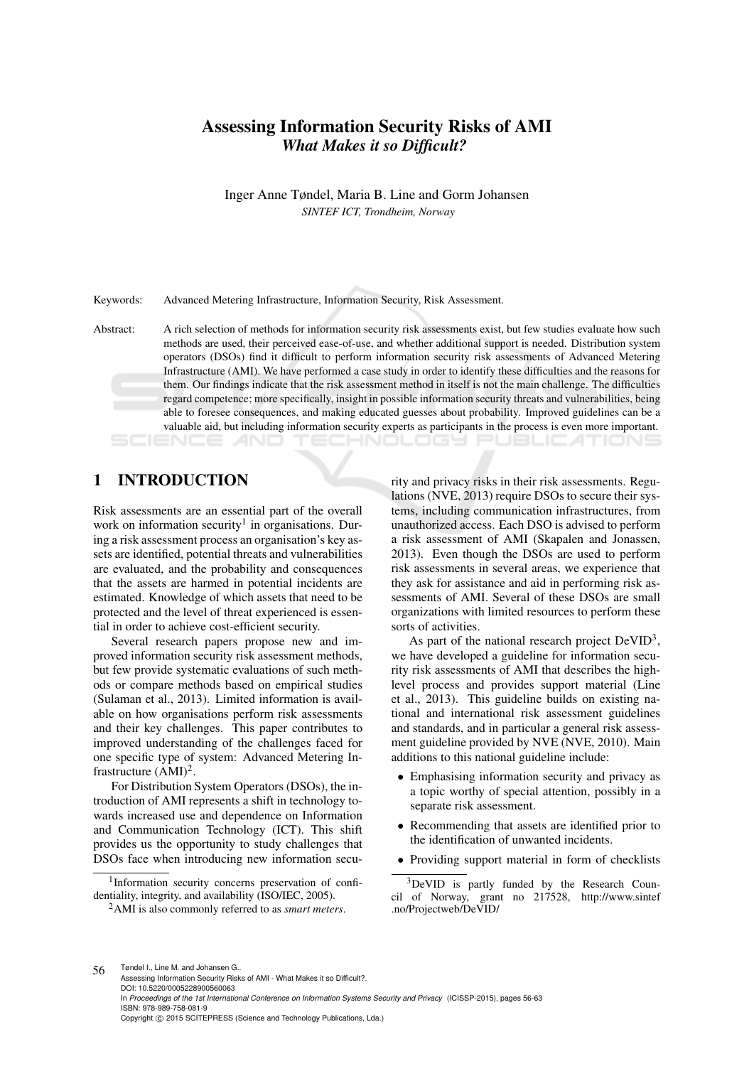# Assessing Information Security Risks of AMI
## *What Makes it so Difficult?*

Inger Anne Tøndel, Maria B. Line and Gorm Johansen
*SINTEF ICT, Trondheim, Norway*

Keywords: Advanced Metering Infrastructure, Information Security, Risk Assessment.

Abstract: A rich selection of methods for information security risk assessments exist, but few studies evaluate how such methods are used, their perceived ease-of-use, and whether additional support is needed. Distribution system operators (DSOs) find it difficult to perform information security risk assessments of Advanced Metering Infrastructure (AMI). We have performed a case study in order to identify these difficulties and the reasons for them. Our findings indicate that the risk assessment method in itself is not the main challenge. The difficulties regard competence; more specifically, insight in possible information security threats and vulnerabilities, being able to foresee consequences, and making educated guesses about probability. Improved guidelines can be a valuable aid, but including information security experts as participants in the process is even more important.

## 1 INTRODUCTION

Risk assessments are an essential part of the overall work on information security[1] in organisations. During a risk assessment process an organisation's key assets are identified, potential threats and vulnerabilities are evaluated, and the probability and consequences that the assets are harmed in potential incidents are estimated. Knowledge of which assets that need to be protected and the level of threat experienced is essential in order to achieve cost-efficient security.

Several research papers propose new and improved information security risk assessment methods, but few provide systematic evaluations of such methods or compare methods based on empirical studies (Sulaman et al., 2013). Limited information is available on how organisations perform risk assessments and their key challenges. This paper contributes to improved understanding of the challenges faced for one specific type of system: Advanced Metering Infrastructure (AMI)[2].

For Distribution System Operators (DSOs), the introduction of AMI represents a shift in technology towards increased use and dependence on Information and Communication Technology (ICT). This shift provides us the opportunity to study challenges that DSOs face when introducing new information security and privacy risks in their risk assessments. Regulations (NVE, 2013) require DSOs to secure their systems, including communication infrastructures, from unauthorized access. Each DSO is advised to perform a risk assessment of AMI (Skapalen and Jonassen, 2013). Even though the DSOs are used to perform risk assessments in several areas, we experience that they ask for assistance and aid in performing risk assessments of AMI. Several of these DSOs are small organizations with limited resources to perform these sorts of activities.

As part of the national research project DeVID[3], we have developed a guideline for information security risk assessments of AMI that describes the high-level process and provides support material (Line et al., 2013). This guideline builds on existing national and international risk assessment guidelines and standards, and in particular a general risk assessment guideline provided by NVE (NVE, 2010). Main additions to this national guideline include:

- Emphasising information security and privacy as a topic worthy of special attention, possibly in a separate risk assessment.
- Recommending that assets are identified prior to the identification of unwanted incidents.
- Providing support material in form of checklists

[1] Information security concerns preservation of confidentiality, integrity, and availability (ISO/IEC, 2005).

[2] AMI is also commonly referred to as *smart meters*.

[3] DeVID is partly funded by the Research Council of Norway, grant no 217528, http://www.sintef.no/Projectweb/DeVID/

Tøndel I., Line M. and Johansen G..
Assessing Information Security Risks of AMI - What Makes it so Difficult?.
DOI: 10.5220/0005228900560063
In *Proceedings of the 1st International Conference on Information Systems Security and Privacy* (ICISSP-2015), pages 56-63
ISBN: 978-989-758-081-9
Copyright © 2015 SCITEPRESS (Science and Technology Publications, Lda.)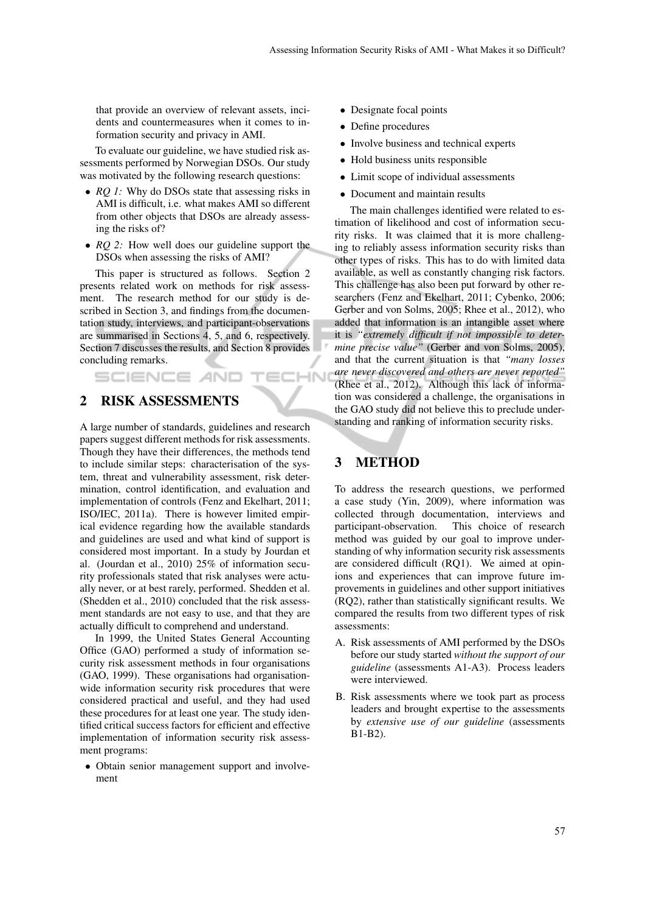that provide an overview of relevant assets, incidents and countermeasures when it comes to information security and privacy in AMI.

To evaluate our guideline, we have studied risk assessments performed by Norwegian DSOs. Our study was motivated by the following research questions:

- *RQ 1:* Why do DSOs state that assessing risks in AMI is difficult, i.e. what makes AMI so different from other objects that DSOs are already assessing the risks of?
- *RQ 2:* How well does our guideline support the DSOs when assessing the risks of AMI?

This paper is structured as follows. Section 2 presents related work on methods for risk assessment. The research method for our study is described in Section 3, and findings from the documentation study, interviews, and participant-observations are summarised in Sections 4, 5, and 6, respectively. Section 7 discusses the results, and Section 8 provides concluding remarks.

## 2 RISK ASSESSMENTS

A large number of standards, guidelines and research papers suggest different methods for risk assessments. Though they have their differences, the methods tend to include similar steps: characterisation of the system, threat and vulnerability assessment, risk determination, control identification, and evaluation and implementation of controls (Fenz and Ekelhart, 2011; ISO/IEC, 2011a). There is however limited empirical evidence regarding how the available standards and guidelines are used and what kind of support is considered most important. In a study by Jourdan et al. (Jourdan et al., 2010) 25% of information security professionals stated that risk analyses were actually never, or at best rarely, performed. Shedden et al. (Shedden et al., 2010) concluded that the risk assessment standards are not easy to use, and that they are actually difficult to comprehend and understand.

In 1999, the United States General Accounting Office (GAO) performed a study of information security risk assessment methods in four organisations (GAO, 1999). These organisations had organisation-wide information security risk procedures that were considered practical and useful, and they had used these procedures for at least one year. The study identified critical success factors for efficient and effective implementation of information security risk assessment programs:

- Obtain senior management support and involvement
- Designate focal points
- Define procedures
- Involve business and technical experts
- Hold business units responsible
- Limit scope of individual assessments
- Document and maintain results

The main challenges identified were related to estimation of likelihood and cost of information security risks. It was claimed that it is more challenging to reliably assess information security risks than other types of risks. This has to do with limited data available, as well as constantly changing risk factors. This challenge has also been put forward by other researchers (Fenz and Ekelhart, 2011; Cybenko, 2006; Gerber and von Solms, 2005; Rhee et al., 2012), who added that information is an intangible asset where it is *"extremely difficult if not impossible to determine precise value"* (Gerber and von Solms, 2005), and that the current situation is that *"many losses are never discovered and others are never reported"* (Rhee et al., 2012). Although this lack of information was considered a challenge, the organisations in the GAO study did not believe this to preclude understanding and ranking of information security risks.

## 3 METHOD

To address the research questions, we performed a case study (Yin, 2009), where information was collected through documentation, interviews and participant-observation. This choice of research method was guided by our goal to improve understanding of why information security risk assessments are considered difficult (RQ1). We aimed at opinions and experiences that can improve future improvements in guidelines and other support initiatives (RQ2), rather than statistically significant results. We compared the results from two different types of risk assessments:

A. Risk assessments of AMI performed by the DSOs before our study started *without the support of our guideline* (assessments A1-A3). Process leaders were interviewed.

B. Risk assessments where we took part as process leaders and brought expertise to the assessments by *extensive use of our guideline* (assessments B1-B2).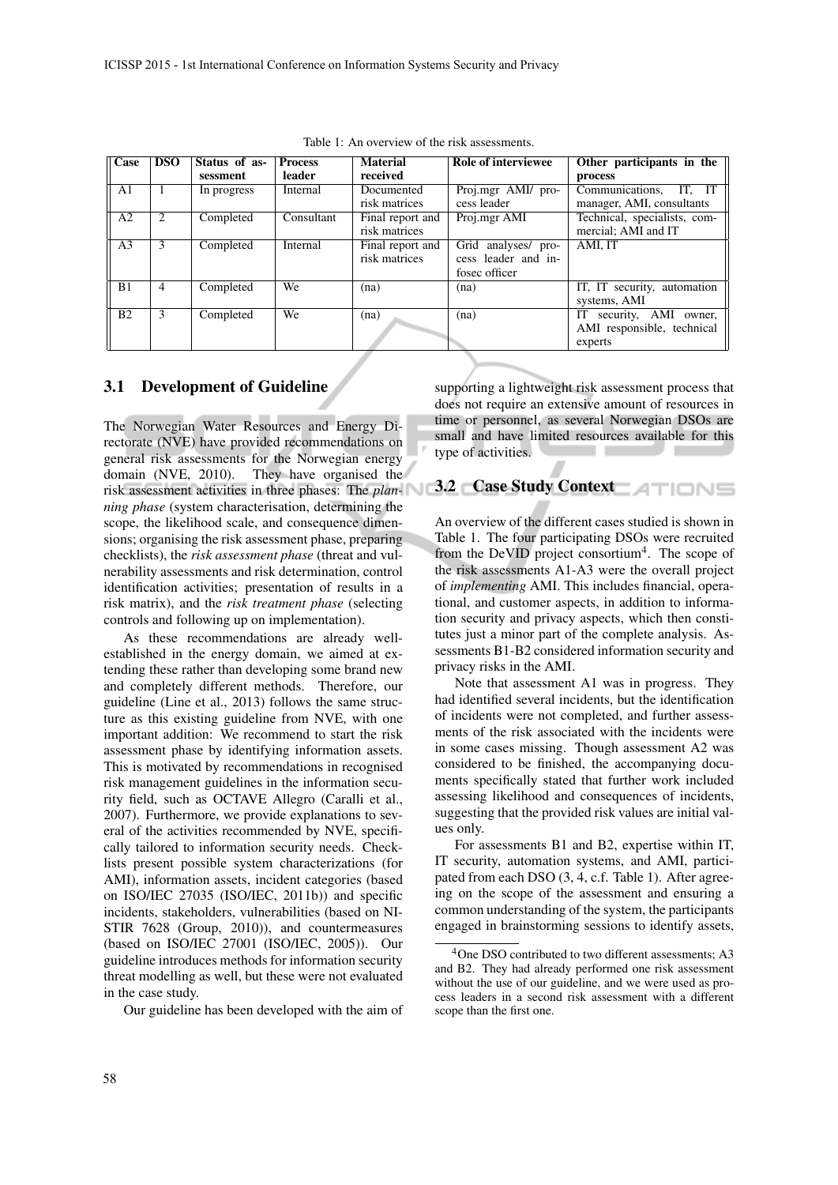Table 1: An overview of the risk assessments.

| Case | DSO | Status of assessment | Process leader | Material received | Role of interviewee | Other participants in the process |
|---|---|---|---|---|---|---|
| A1 | 1 | In progress | Internal | Documented risk matrices | Proj.mgr AMI/ process leader | Communications, IT, IT manager, AMI, consultants |
| A2 | 2 | Completed | Consultant | Final report and risk matrices | Proj.mgr AMI | Technical, specialists, commercial; AMI and IT |
| A3 | 3 | Completed | Internal | Final report and risk matrices | Grid analyses/ process leader and infosec officer | AMI, IT |
| B1 | 4 | Completed | We | (na) | (na) | IT, IT security, automation systems, AMI |
| B2 | 3 | Completed | We | (na) | (na) | IT security, AMI owner, AMI responsible, technical experts |

## 3.1 Development of Guideline

The Norwegian Water Resources and Energy Directorate (NVE) have provided recommendations on general risk assessments for the Norwegian energy domain (NVE, 2010). They have organised the risk assessment activities in three phases: The *planning phase* (system characterisation, determining the scope, the likelihood scale, and consequence dimensions; organising the risk assessment phase, preparing checklists), the *risk assessment phase* (threat and vulnerability assessments and risk determination, control identification activities; presentation of results in a risk matrix), and the *risk treatment phase* (selecting controls and following up on implementation).

As these recommendations are already well-established in the energy domain, we aimed at extending these rather than developing some brand new and completely different methods. Therefore, our guideline (Line et al., 2013) follows the same structure as this existing guideline from NVE, with one important addition: We recommend to start the risk assessment phase by identifying information assets. This is motivated by recommendations in recognised risk management guidelines in the information security field, such as OCTAVE Allegro (Caralli et al., 2007). Furthermore, we provide explanations to several of the activities recommended by NVE, specifically tailored to information security needs. Checklists present possible system characterizations (for AMI), information assets, incident categories (based on ISO/IEC 27035 (ISO/IEC, 2011b)) and specific incidents, stakeholders, vulnerabilities (based on NISTIR 7628 (Group, 2010)), and countermeasures (based on ISO/IEC 27001 (ISO/IEC, 2005)). Our guideline introduces methods for information security threat modelling as well, but these were not evaluated in the case study.

Our guideline has been developed with the aim of supporting a lightweight risk assessment process that does not require an extensive amount of resources in time or personnel, as several Norwegian DSOs are small and have limited resources available for this type of activities.

## 3.2 Case Study Context

An overview of the different cases studied is shown in Table 1. The four participating DSOs were recruited from the DeVID project consortium[4]. The scope of the risk assessments A1-A3 were the overall project of *implementing* AMI. This includes financial, operational, and customer aspects, in addition to information security and privacy aspects, which then constitutes just a minor part of the complete analysis. Assessments B1-B2 considered information security and privacy risks in the AMI.

Note that assessment A1 was in progress. They had identified several incidents, but the identification of incidents were not completed, and further assessments of the risk associated with the incidents were in some cases missing. Though assessment A2 was considered to be finished, the accompanying documents specifically stated that further work included assessing likelihood and consequences of incidents, suggesting that the provided risk values are initial values only.

For assessments B1 and B2, expertise within IT, IT security, automation systems, and AMI, participated from each DSO (3, 4, c.f. Table 1). After agreeing on the scope of the assessment and ensuring a common understanding of the system, the participants engaged in brainstorming sessions to identify assets,

[4] One DSO contributed to two different assessments; A3 and B2. They had already performed one risk assessment without the use of our guideline, and we were used as process leaders in a second risk assessment with a different scope than the first one.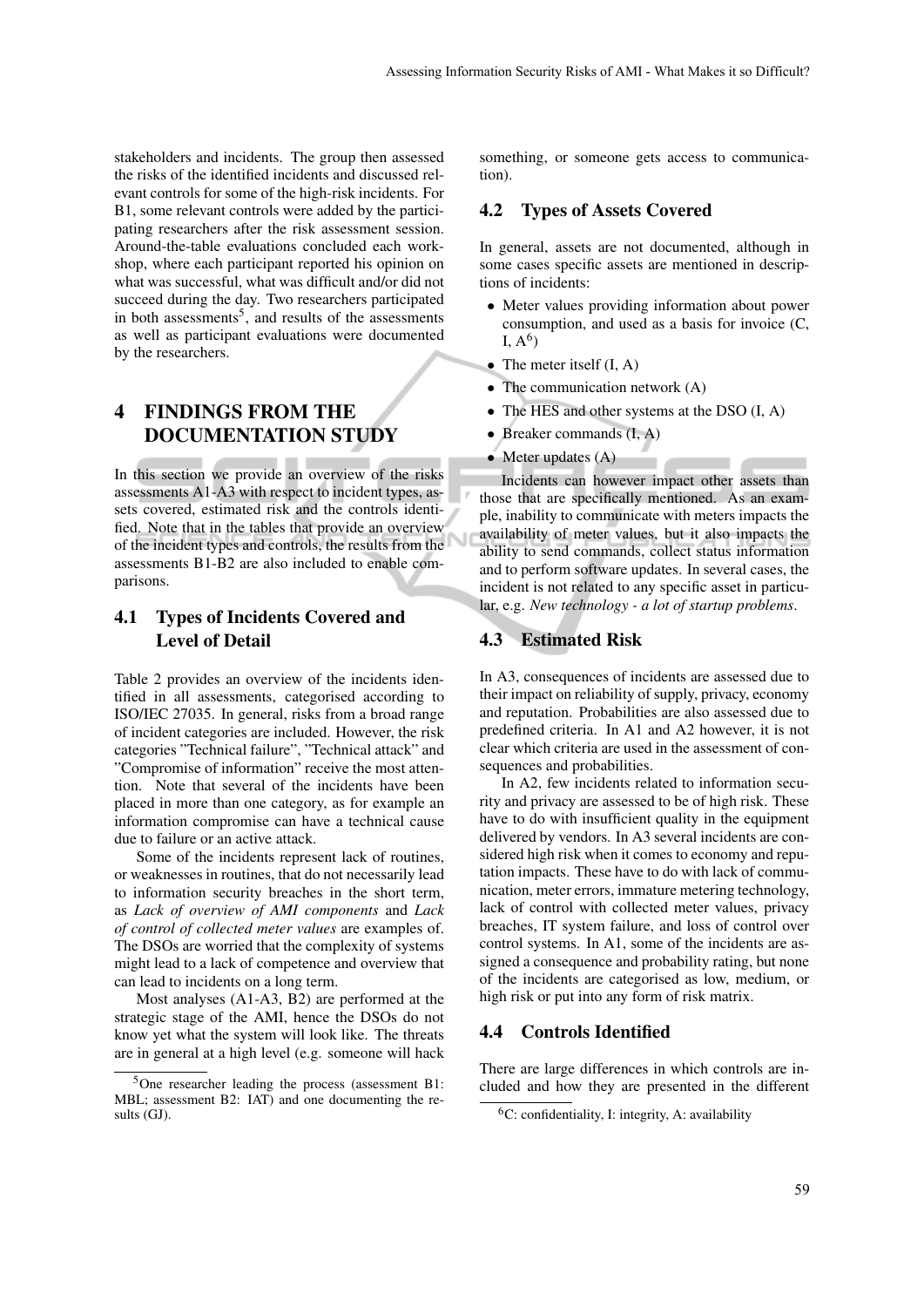stakeholders and incidents. The group then assessed the risks of the identified incidents and discussed relevant controls for some of the high-risk incidents. For B1, some relevant controls were added by the participating researchers after the risk assessment session. Around-the-table evaluations concluded each workshop, where each participant reported his opinion on what was successful, what was difficult and/or did not succeed during the day. Two researchers participated in both assessments[5], and results of the assessments as well as participant evaluations were documented by the researchers.

## 4 FINDINGS FROM THE DOCUMENTATION STUDY

In this section we provide an overview of the risks assessments A1-A3 with respect to incident types, assets covered, estimated risk and the controls identified. Note that in the tables that provide an overview of the incident types and controls, the results from the assessments B1-B2 are also included to enable comparisons.

### 4.1 Types of Incidents Covered and Level of Detail

Table 2 provides an overview of the incidents identified in all assessments, categorised according to ISO/IEC 27035. In general, risks from a broad range of incident categories are included. However, the risk categories "Technical failure", "Technical attack" and "Compromise of information" receive the most attention. Note that several of the incidents have been placed in more than one category, as for example an information compromise can have a technical cause due to failure or an active attack.

Some of the incidents represent lack of routines, or weaknesses in routines, that do not necessarily lead to information security breaches in the short term, as *Lack of overview of AMI components* and *Lack of control of collected meter values* are examples of. The DSOs are worried that the complexity of systems might lead to a lack of competence and overview that can lead to incidents on a long term.

Most analyses (A1-A3, B2) are performed at the strategic stage of the AMI, hence the DSOs do not know yet what the system will look like. The threats are in general at a high level (e.g. someone will hack something, or someone gets access to communication).

[5]One researcher leading the process (assessment B1: MBL; assessment B2: IAT) and one documenting the results (GJ).

### 4.2 Types of Assets Covered

In general, assets are not documented, although in some cases specific assets are mentioned in descriptions of incidents:

- Meter values providing information about power consumption, and used as a basis for invoice (C, I, A[6])
- The meter itself (I, A)
- The communication network (A)
- The HES and other systems at the DSO (I, A)
- Breaker commands (I, A)
- Meter updates (A)

Incidents can however impact other assets than those that are specifically mentioned. As an example, inability to communicate with meters impacts the availability of meter values, but it also impacts the ability to send commands, collect status information and to perform software updates. In several cases, the incident is not related to any specific asset in particular, e.g. *New technology - a lot of startup problems*.

### 4.3 Estimated Risk

In A3, consequences of incidents are assessed due to their impact on reliability of supply, privacy, economy and reputation. Probabilities are also assessed due to predefined criteria. In A1 and A2 however, it is not clear which criteria are used in the assessment of consequences and probabilities.

In A2, few incidents related to information security and privacy are assessed to be of high risk. These have to do with insufficient quality in the equipment delivered by vendors. In A3 several incidents are considered high risk when it comes to economy and reputation impacts. These have to do with lack of communication, meter errors, immature metering technology, lack of control with collected meter values, privacy breaches, IT system failure, and loss of control over control systems. In A1, some of the incidents are assigned a consequence and probability rating, but none of the incidents are categorised as low, medium, or high risk or put into any form of risk matrix.

### 4.4 Controls Identified

There are large differences in which controls are included and how they are presented in the different

[6]C: confidentiality, I: integrity, A: availability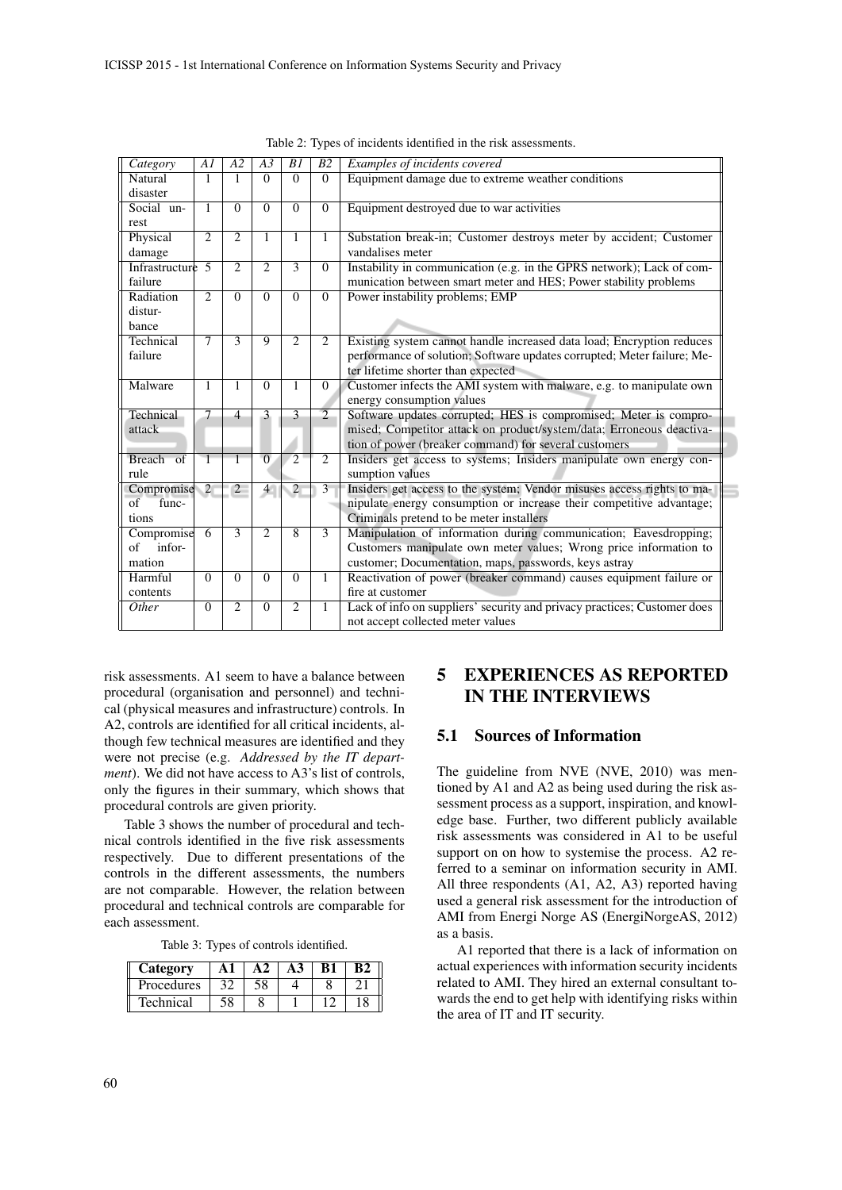Table 2: Types of incidents identified in the risk assessments.

| *Category* | *A1* | *A2* | *A3* | *B1* | *B2* | *Examples of incidents covered* |
|---|---|---|---|---|---|---|
| Natural disaster | 1 | 1 | 0 | 0 | 0 | Equipment damage due to extreme weather conditions |
| Social unrest | 1 | 0 | 0 | 0 | 0 | Equipment destroyed due to war activities |
| Physical damage | 2 | 2 | 1 | 1 | 1 | Substation break-in; Customer destroys meter by accident; Customer vandalises meter |
| Infrastructure failure | 5 | 2 | 2 | 3 | 0 | Instability in communication (e.g. in the GPRS network); Lack of communication between smart meter and HES; Power stability problems |
| Radiation disturbance | 2 | 0 | 0 | 0 | 0 | Power instability problems; EMP |
| Technical failure | 7 | 3 | 9 | 2 | 2 | Existing system cannot handle increased data load; Encryption reduces performance of solution; Software updates corrupted; Meter failure; Meter lifetime shorter than expected |
| Malware | 1 | 1 | 0 | 1 | 0 | Customer infects the AMI system with malware, e.g. to manipulate own energy consumption values |
| Technical attack | 7 | 4 | 3 | 3 | 2 | Software updates corrupted; HES is compromised; Meter is compromised; Competitor attack on product/system/data; Erroneous deactivation of power (breaker command) for several customers |
| Breach of rule | 1 | 1 | 0 | 2 | 2 | Insiders get access to systems; Insiders manipulate own energy consumption values |
| Compromise of functions | 2 | 2 | 4 | 2 | 3 | Insiders get access to the system; Vendor misuses access rights to manipulate energy consumption or increase their competitive advantage; Criminals pretend to be meter installers |
| Compromise of information | 6 | 3 | 2 | 8 | 3 | Manipulation of information during communication; Eavesdropping; Customers manipulate own meter values; Wrong price information to customer; Documentation, maps, passwords, keys astray |
| Harmful contents | 0 | 0 | 0 | 0 | 1 | Reactivation of power (breaker command) causes equipment failure or fire at customer |
| *Other* | 0 | 2 | 0 | 2 | 1 | Lack of info on suppliers' security and privacy practices; Customer does not accept collected meter values |

risk assessments. A1 seem to have a balance between procedural (organisation and personnel) and technical (physical measures and infrastructure) controls. In A2, controls are identified for all critical incidents, although few technical measures are identified and they were not precise (e.g. *Addressed by the IT department*). We did not have access to A3's list of controls, only the figures in their summary, which shows that procedural controls are given priority.

Table 3 shows the number of procedural and technical controls identified in the five risk assessments respectively. Due to different presentations of the controls in the different assessments, the numbers are not comparable. However, the relation between procedural and technical controls are comparable for each assessment.

Table 3: Types of controls identified.

| Category | A1 | A2 | A3 | B1 | B2 |
|---|---|---|---|---|---|
| Procedures | 32 | 58 | 4 | 8 | 21 |
| Technical | 58 | 8 | 1 | 12 | 18 |

# 5 EXPERIENCES AS REPORTED IN THE INTERVIEWS

## 5.1 Sources of Information

The guideline from NVE (NVE, 2010) was mentioned by A1 and A2 as being used during the risk assessment process as a support, inspiration, and knowledge base. Further, two different publicly available risk assessments was considered in A1 to be useful support on on how to systemise the process. A2 referred to a seminar on information security in AMI. All three respondents (A1, A2, A3) reported having used a general risk assessment for the introduction of AMI from Energi Norge AS (EnergiNorgeAS, 2012) as a basis.

A1 reported that there is a lack of information on actual experiences with information security incidents related to AMI. They hired an external consultant towards the end to get help with identifying risks within the area of IT and IT security.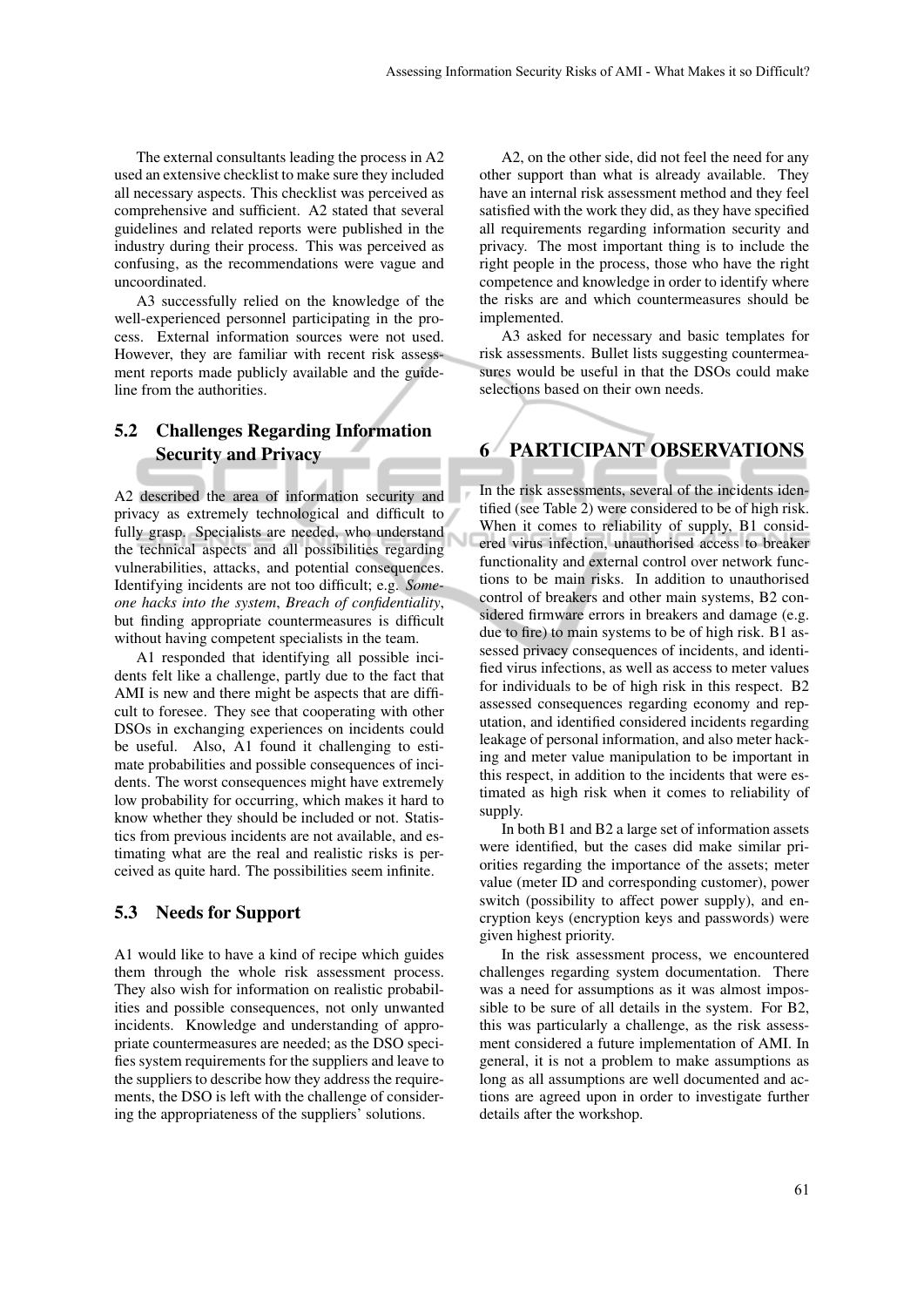The external consultants leading the process in A2 used an extensive checklist to make sure they included all necessary aspects. This checklist was perceived as comprehensive and sufficient. A2 stated that several guidelines and related reports were published in the industry during their process. This was perceived as confusing, as the recommendations were vague and uncoordinated.

A3 successfully relied on the knowledge of the well-experienced personnel participating in the process. External information sources were not used. However, they are familiar with recent risk assessment reports made publicly available and the guideline from the authorities.

## 5.2 Challenges Regarding Information Security and Privacy

A2 described the area of information security and privacy as extremely technological and difficult to fully grasp. Specialists are needed, who understand the technical aspects and all possibilities regarding vulnerabilities, attacks, and potential consequences. Identifying incidents are not too difficult; e.g. *Someone hacks into the system*, *Breach of confidentiality*, but finding appropriate countermeasures is difficult without having competent specialists in the team.

A1 responded that identifying all possible incidents felt like a challenge, partly due to the fact that AMI is new and there might be aspects that are difficult to foresee. They see that cooperating with other DSOs in exchanging experiences on incidents could be useful. Also, A1 found it challenging to estimate probabilities and possible consequences of incidents. The worst consequences might have extremely low probability for occurring, which makes it hard to know whether they should be included or not. Statistics from previous incidents are not available, and estimating what are the real and realistic risks is perceived as quite hard. The possibilities seem infinite.

## 5.3 Needs for Support

A1 would like to have a kind of recipe which guides them through the whole risk assessment process. They also wish for information on realistic probabilities and possible consequences, not only unwanted incidents. Knowledge and understanding of appropriate countermeasures are needed; as the DSO specifies system requirements for the suppliers and leave to the suppliers to describe how they address the requirements, the DSO is left with the challenge of considering the appropriateness of the suppliers' solutions.

A2, on the other side, did not feel the need for any other support than what is already available. They have an internal risk assessment method and they feel satisfied with the work they did, as they have specified all requirements regarding information security and privacy. The most important thing is to include the right people in the process, those who have the right competence and knowledge in order to identify where the risks are and which countermeasures should be implemented.

A3 asked for necessary and basic templates for risk assessments. Bullet lists suggesting countermeasures would be useful in that the DSOs could make selections based on their own needs.

# 6 PARTICIPANT OBSERVATIONS

In the risk assessments, several of the incidents identified (see Table 2) were considered to be of high risk. When it comes to reliability of supply, B1 considered virus infection, unauthorised access to breaker functionality and external control over network functions to be main risks. In addition to unauthorised control of breakers and other main systems, B2 considered firmware errors in breakers and damage (e.g. due to fire) to main systems to be of high risk. B1 assessed privacy consequences of incidents, and identified virus infections, as well as access to meter values for individuals to be of high risk in this respect. B2 assessed consequences regarding economy and reputation, and identified considered incidents regarding leakage of personal information, and also meter hacking and meter value manipulation to be important in this respect, in addition to the incidents that were estimated as high risk when it comes to reliability of supply.

In both B1 and B2 a large set of information assets were identified, but the cases did make similar priorities regarding the importance of the assets; meter value (meter ID and corresponding customer), power switch (possibility to affect power supply), and encryption keys (encryption keys and passwords) were given highest priority.

In the risk assessment process, we encountered challenges regarding system documentation. There was a need for assumptions as it was almost impossible to be sure of all details in the system. For B2, this was particularly a challenge, as the risk assessment considered a future implementation of AMI. In general, it is not a problem to make assumptions as long as all assumptions are well documented and actions are agreed upon in order to investigate further details after the workshop.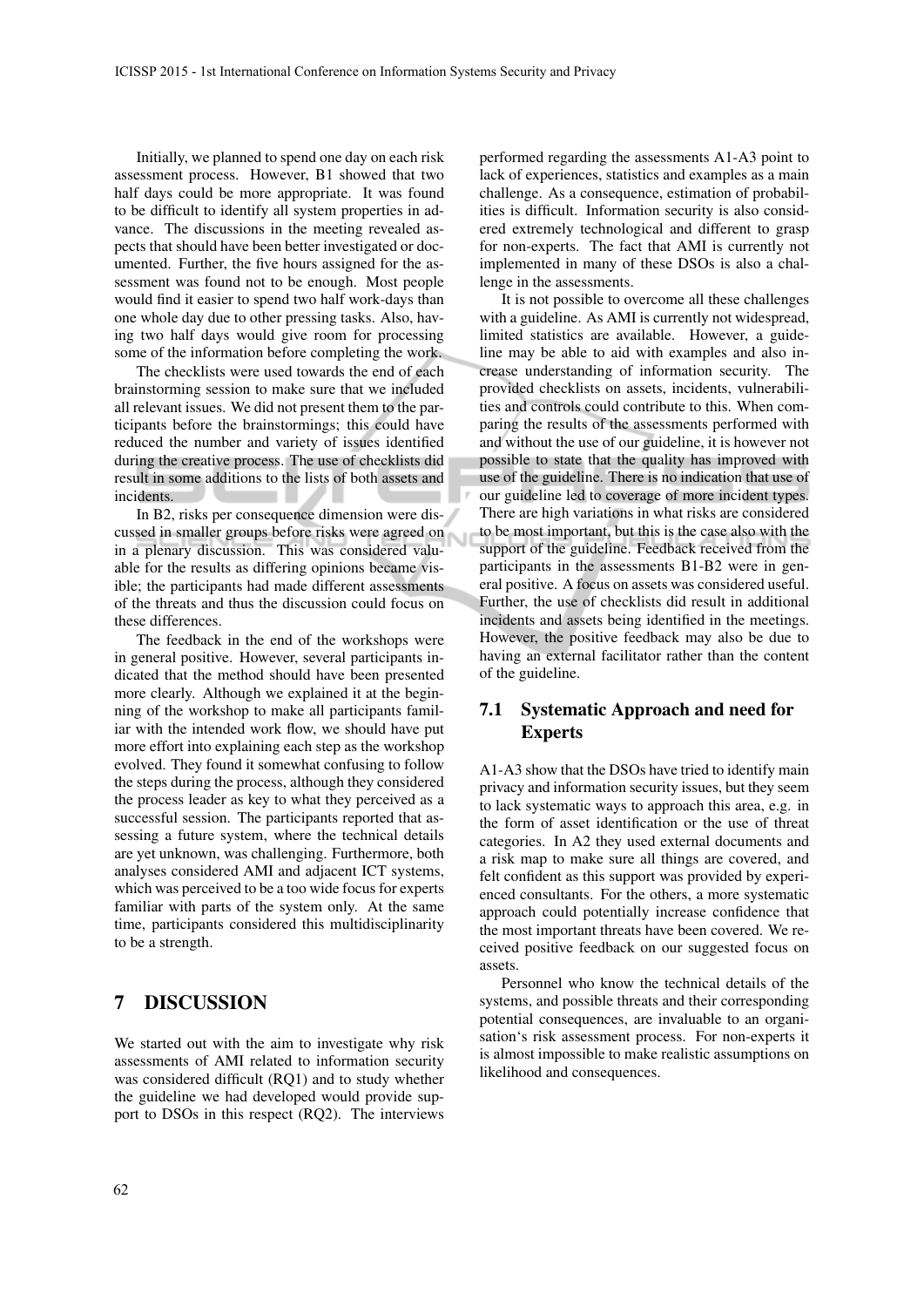Initially, we planned to spend one day on each risk assessment process. However, B1 showed that two half days could be more appropriate. It was found to be difficult to identify all system properties in advance. The discussions in the meeting revealed aspects that should have been better investigated or documented. Further, the five hours assigned for the assessment was found not to be enough. Most people would find it easier to spend two half work-days than one whole day due to other pressing tasks. Also, having two half days would give room for processing some of the information before completing the work.

The checklists were used towards the end of each brainstorming session to make sure that we included all relevant issues. We did not present them to the participants before the brainstormings; this could have reduced the number and variety of issues identified during the creative process. The use of checklists did result in some additions to the lists of both assets and incidents.

In B2, risks per consequence dimension were discussed in smaller groups before risks were agreed on in a plenary discussion. This was considered valuable for the results as differing opinions became visible; the participants had made different assessments of the threats and thus the discussion could focus on these differences.

The feedback in the end of the workshops were in general positive. However, several participants indicated that the method should have been presented more clearly. Although we explained it at the beginning of the workshop to make all participants familiar with the intended work flow, we should have put more effort into explaining each step as the workshop evolved. They found it somewhat confusing to follow the steps during the process, although they considered the process leader as key to what they perceived as a successful session. The participants reported that assessing a future system, where the technical details are yet unknown, was challenging. Furthermore, both analyses considered AMI and adjacent ICT systems, which was perceived to be a too wide focus for experts familiar with parts of the system only. At the same time, participants considered this multidisciplinarity to be a strength.

# 7 DISCUSSION

We started out with the aim to investigate why risk assessments of AMI related to information security was considered difficult (RQ1) and to study whether the guideline we had developed would provide support to DSOs in this respect (RQ2). The interviews performed regarding the assessments A1-A3 point to lack of experiences, statistics and examples as a main challenge. As a consequence, estimation of probabilities is difficult. Information security is also considered extremely technological and different to grasp for non-experts. The fact that AMI is currently not implemented in many of these DSOs is also a challenge in the assessments.

It is not possible to overcome all these challenges with a guideline. As AMI is currently not widespread, limited statistics are available. However, a guideline may be able to aid with examples and also increase understanding of information security. The provided checklists on assets, incidents, vulnerabilities and controls could contribute to this. When comparing the results of the assessments performed with and without the use of our guideline, it is however not possible to state that the quality has improved with use of the guideline. There is no indication that use of our guideline led to coverage of more incident types. There are high variations in what risks are considered to be most important, but this is the case also with the support of the guideline. Feedback received from the participants in the assessments B1-B2 were in general positive. A focus on assets was considered useful. Further, the use of checklists did result in additional incidents and assets being identified in the meetings. However, the positive feedback may also be due to having an external facilitator rather than the content of the guideline.

## 7.1 Systematic Approach and need for Experts

A1-A3 show that the DSOs have tried to identify main privacy and information security issues, but they seem to lack systematic ways to approach this area, e.g. in the form of asset identification or the use of threat categories. In A2 they used external documents and a risk map to make sure all things are covered, and felt confident as this support was provided by experienced consultants. For the others, a more systematic approach could potentially increase confidence that the most important threats have been covered. We received positive feedback on our suggested focus on assets.

Personnel who know the technical details of the systems, and possible threats and their corresponding potential consequences, are invaluable to an organisation's risk assessment process. For non-experts it is almost impossible to make realistic assumptions on likelihood and consequences.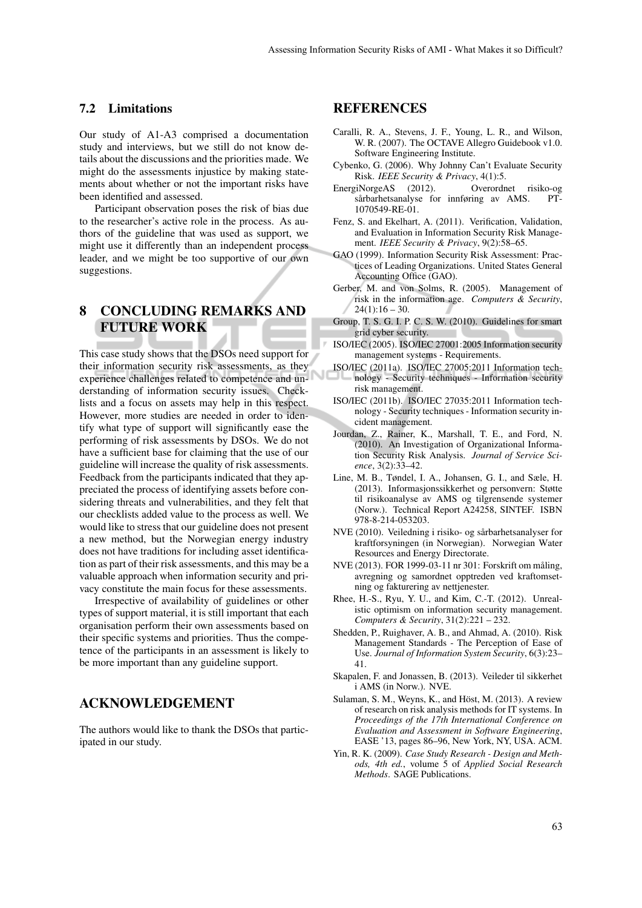### 7.2 Limitations

Our study of A1-A3 comprised a documentation study and interviews, but we still do not know details about the discussions and the priorities made. We might do the assessments injustice by making statements about whether or not the important risks have been identified and assessed.

Participant observation poses the risk of bias due to the researcher's active role in the process. As authors of the guideline that was used as support, we might use it differently than an independent process leader, and we might be too supportive of our own suggestions.

## 8 CONCLUDING REMARKS AND FUTURE WORK

This case study shows that the DSOs need support for their information security risk assessments, as they experience challenges related to competence and understanding of information security issues. Checklists and a focus on assets may help in this respect. However, more studies are needed in order to identify what type of support will significantly ease the performing of risk assessments by DSOs. We do not have a sufficient base for claiming that the use of our guideline will increase the quality of risk assessments. Feedback from the participants indicated that they appreciated the process of identifying assets before considering threats and vulnerabilities, and they felt that our checklists added value to the process as well. We would like to stress that our guideline does not present a new method, but the Norwegian energy industry does not have traditions for including asset identification as part of their risk assessments, and this may be a valuable approach when information security and privacy constitute the main focus for these assessments.

Irrespective of availability of guidelines or other types of support material, it is still important that each organisation perform their own assessments based on their specific systems and priorities. Thus the competence of the participants in an assessment is likely to be more important than any guideline support.

## ACKNOWLEDGEMENT

The authors would like to thank the DSOs that participated in our study.

## REFERENCES

Caralli, R. A., Stevens, J. F., Young, L. R., and Wilson, W. R. (2007). The OCTAVE Allegro Guidebook v1.0. Software Engineering Institute.

Cybenko, G. (2006). Why Johnny Can't Evaluate Security Risk. *IEEE Security & Privacy*, 4(1):5.

EnergiNorgeAS (2012). Overordnet risiko-og sårbarhetsanalyse for innføring av AMS. PT-1070549-RE-01.

Fenz, S. and Ekelhart, A. (2011). Verification, Validation, and Evaluation in Information Security Risk Management. *IEEE Security & Privacy*, 9(2):58–65.

GAO (1999). Information Security Risk Assessment: Practices of Leading Organizations. United States General Accounting Office (GAO).

Gerber, M. and von Solms, R. (2005). Management of risk in the information age. *Computers & Security*, 24(1):16 – 30.

Group, T. S. G. I. P. C. S. W. (2010). Guidelines for smart grid cyber security.

ISO/IEC (2005). ISO/IEC 27001:2005 Information security management systems - Requirements.

ISO/IEC (2011a). ISO/IEC 27005:2011 Information technology - Security techniques - Information security risk management.

ISO/IEC (2011b). ISO/IEC 27035:2011 Information technology - Security techniques - Information security incident management.

Jourdan, Z., Rainer, K., Marshall, T. E., and Ford, N. (2010). An Investigation of Organizational Information Security Risk Analysis. *Journal of Service Science*, 3(2):33–42.

Line, M. B., Tøndel, I. A., Johansen, G. I., and Sæle, H. (2013). Informasjonssikkerhet og personvern: Støtte til risikoanalyse av AMS og tilgrensende systemer (Norw.). Technical Report A24258, SINTEF. ISBN 978-8-214-053203.

NVE (2010). Veiledning i risiko- og sårbarhetsanalyser for kraftforsyningen (in Norwegian). Norwegian Water Resources and Energy Directorate.

NVE (2013). FOR 1999-03-11 nr 301: Forskrift om måling, avregning og samordnet opptreden ved kraftomsetning og fakturering av nettjenester.

Rhee, H.-S., Ryu, Y. U., and Kim, C.-T. (2012). Unrealistic optimism on information security management. *Computers & Security*, 31(2):221 – 232.

Shedden, P., Ruighaver, A. B., and Ahmad, A. (2010). Risk Management Standards - The Perception of Ease of Use. *Journal of Information System Security*, 6(3):23–41.

Skapalen, F. and Jonassen, B. (2013). Veileder til sikkerhet i AMS (in Norw.). NVE.

Sulaman, S. M., Weyns, K., and Höst, M. (2013). A review of research on risk analysis methods for IT systems. In *Proceedings of the 17th International Conference on Evaluation and Assessment in Software Engineering*, EASE '13, pages 86–96, New York, NY, USA. ACM.

Yin, R. K. (2009). *Case Study Research - Design and Methods, 4th ed.*, volume 5 of *Applied Social Research Methods*. SAGE Publications.